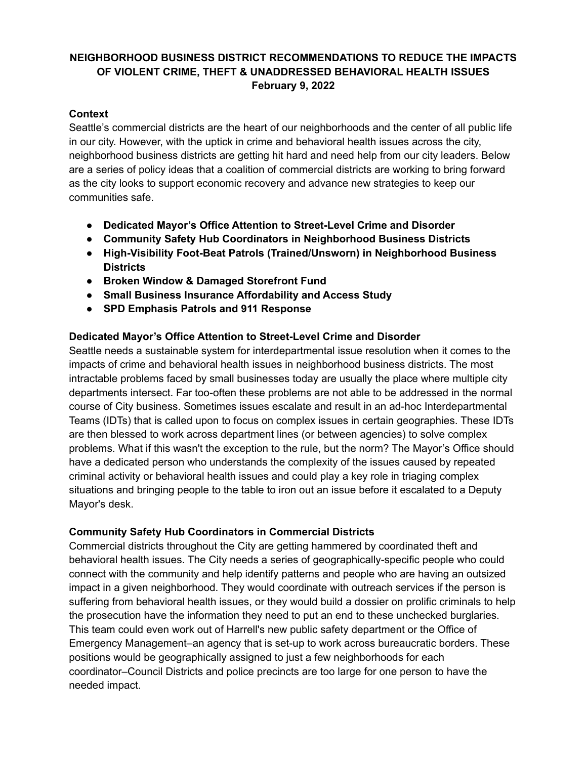**NEIGHBORHOOD BUSINESS DISTRICT RECOMMENDATIONS TO REDUCE THE IMPACTS OF VIOLENT CRIME, THEFT & UNADDRESSED BEHAVIORAL HEALTH ISSUES**
**February 9, 2022**

## Context

Seattle's commercial districts are the heart of our neighborhoods and the center of all public life in our city. However, with the uptick in crime and behavioral health issues across the city, neighborhood business districts are getting hit hard and need help from our city leaders. Below are a series of policy ideas that a coalition of commercial districts are working to bring forward as the city looks to support economic recovery and advance new strategies to keep our communities safe.

- **Dedicated Mayor's Office Attention to Street-Level Crime and Disorder**
- **Community Safety Hub Coordinators in Neighborhood Business Districts**
- **High-Visibility Foot-Beat Patrols (Trained/Unsworn) in Neighborhood Business Districts**
- **Broken Window & Damaged Storefront Fund**
- **Small Business Insurance Affordability and Access Study**
- **SPD Emphasis Patrols and 911 Response**

## Dedicated Mayor's Office Attention to Street-Level Crime and Disorder

Seattle needs a sustainable system for interdepartmental issue resolution when it comes to the impacts of crime and behavioral health issues in neighborhood business districts. The most intractable problems faced by small businesses today are usually the place where multiple city departments intersect. Far too-often these problems are not able to be addressed in the normal course of City business. Sometimes issues escalate and result in an ad-hoc Interdepartmental Teams (IDTs) that is called upon to focus on complex issues in certain geographies. These IDTs are then blessed to work across department lines (or between agencies) to solve complex problems. What if this wasn't the exception to the rule, but the norm? The Mayor's Office should have a dedicated person who understands the complexity of the issues caused by repeated criminal activity or behavioral health issues and could play a key role in triaging complex situations and bringing people to the table to iron out an issue before it escalated to a Deputy Mayor's desk.

## Community Safety Hub Coordinators in Commercial Districts

Commercial districts throughout the City are getting hammered by coordinated theft and behavioral health issues. The City needs a series of geographically-specific people who could connect with the community and help identify patterns and people who are having an outsized impact in a given neighborhood. They would coordinate with outreach services if the person is suffering from behavioral health issues, or they would build a dossier on prolific criminals to help the prosecution have the information they need to put an end to these unchecked burglaries. This team could even work out of Harrell's new public safety department or the Office of Emergency Management–an agency that is set-up to work across bureaucratic borders. These positions would be geographically assigned to just a few neighborhoods for each coordinator–Council Districts and police precincts are too large for one person to have the needed impact.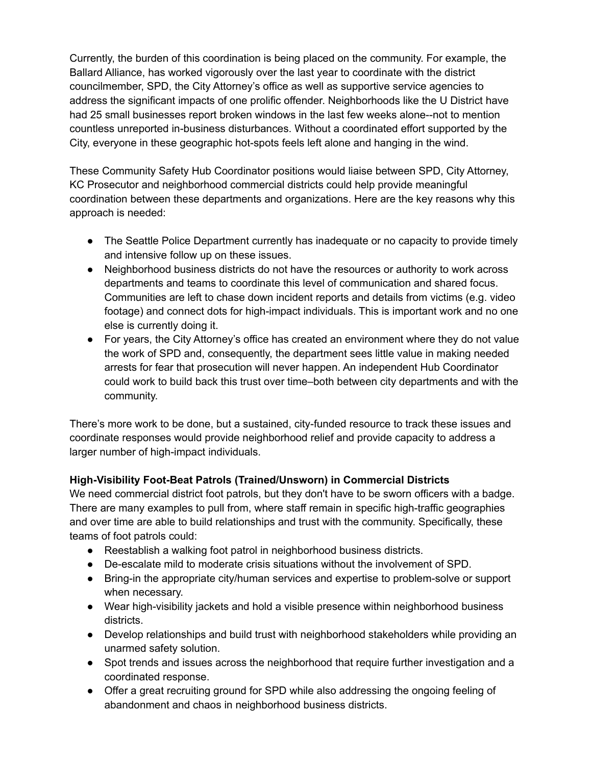Currently, the burden of this coordination is being placed on the community. For example, the Ballard Alliance, has worked vigorously over the last year to coordinate with the district councilmember, SPD, the City Attorney's office as well as supportive service agencies to address the significant impacts of one prolific offender. Neighborhoods like the U District have had 25 small businesses report broken windows in the last few weeks alone--not to mention countless unreported in-business disturbances. Without a coordinated effort supported by the City, everyone in these geographic hot-spots feels left alone and hanging in the wind.

These Community Safety Hub Coordinator positions would liaise between SPD, City Attorney, KC Prosecutor and neighborhood commercial districts could help provide meaningful coordination between these departments and organizations. Here are the key reasons why this approach is needed:

- The Seattle Police Department currently has inadequate or no capacity to provide timely and intensive follow up on these issues.
- Neighborhood business districts do not have the resources or authority to work across departments and teams to coordinate this level of communication and shared focus. Communities are left to chase down incident reports and details from victims (e.g. video footage) and connect dots for high-impact individuals. This is important work and no one else is currently doing it.
- For years, the City Attorney's office has created an environment where they do not value the work of SPD and, consequently, the department sees little value in making needed arrests for fear that prosecution will never happen. An independent Hub Coordinator could work to build back this trust over time–both between city departments and with the community.

There's more work to be done, but a sustained, city-funded resource to track these issues and coordinate responses would provide neighborhood relief and provide capacity to address a larger number of high-impact individuals.

**High-Visibility Foot-Beat Patrols (Trained/Unsworn) in Commercial Districts**

We need commercial district foot patrols, but they don't have to be sworn officers with a badge. There are many examples to pull from, where staff remain in specific high-traffic geographies and over time are able to build relationships and trust with the community. Specifically, these teams of foot patrols could:

- Reestablish a walking foot patrol in neighborhood business districts.
- De-escalate mild to moderate crisis situations without the involvement of SPD.
- Bring-in the appropriate city/human services and expertise to problem-solve or support when necessary.
- Wear high-visibility jackets and hold a visible presence within neighborhood business districts.
- Develop relationships and build trust with neighborhood stakeholders while providing an unarmed safety solution.
- Spot trends and issues across the neighborhood that require further investigation and a coordinated response.
- Offer a great recruiting ground for SPD while also addressing the ongoing feeling of abandonment and chaos in neighborhood business districts.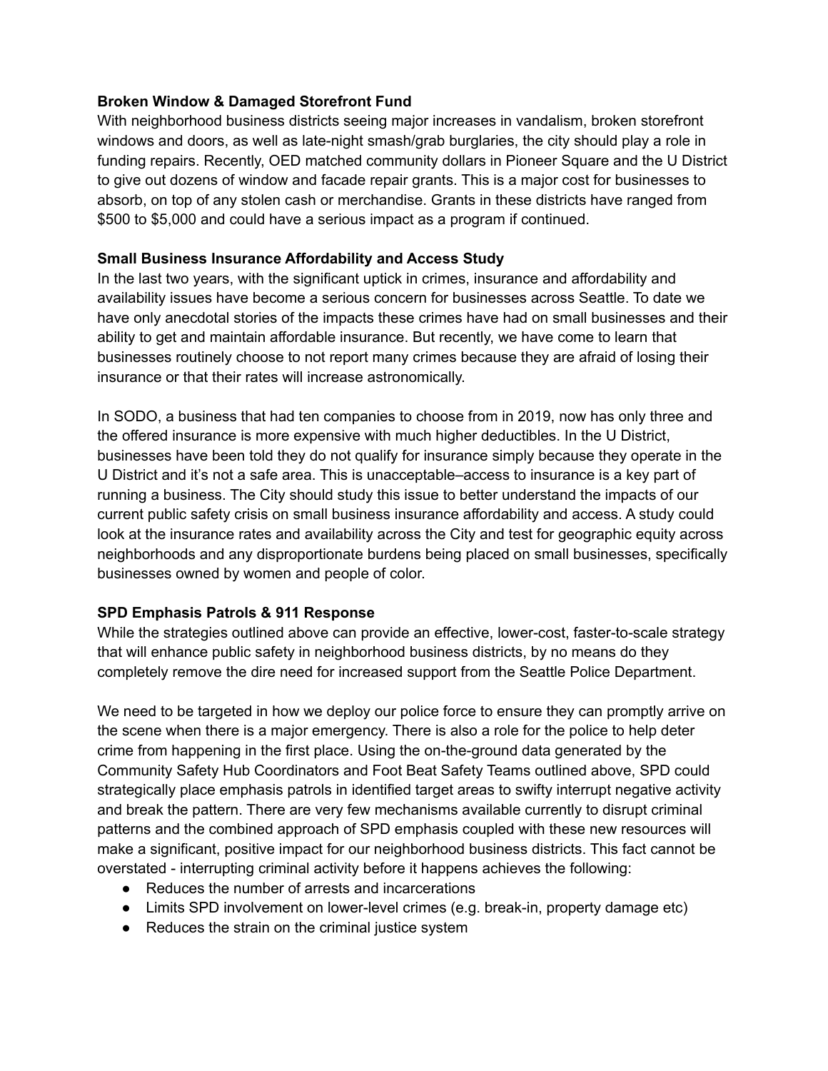**Broken Window & Damaged Storefront Fund**

With neighborhood business districts seeing major increases in vandalism, broken storefront windows and doors, as well as late-night smash/grab burglaries, the city should play a role in funding repairs. Recently, OED matched community dollars in Pioneer Square and the U District to give out dozens of window and facade repair grants. This is a major cost for businesses to absorb, on top of any stolen cash or merchandise. Grants in these districts have ranged from $500 to $5,000 and could have a serious impact as a program if continued.

**Small Business Insurance Affordability and Access Study**

In the last two years, with the significant uptick in crimes, insurance and affordability and availability issues have become a serious concern for businesses across Seattle. To date we have only anecdotal stories of the impacts these crimes have had on small businesses and their ability to get and maintain affordable insurance. But recently, we have come to learn that businesses routinely choose to not report many crimes because they are afraid of losing their insurance or that their rates will increase astronomically.

In SODO, a business that had ten companies to choose from in 2019, now has only three and the offered insurance is more expensive with much higher deductibles. In the U District, businesses have been told they do not qualify for insurance simply because they operate in the U District and it's not a safe area. This is unacceptable–access to insurance is a key part of running a business. The City should study this issue to better understand the impacts of our current public safety crisis on small business insurance affordability and access. A study could look at the insurance rates and availability across the City and test for geographic equity across neighborhoods and any disproportionate burdens being placed on small businesses, specifically businesses owned by women and people of color.

**SPD Emphasis Patrols & 911 Response**

While the strategies outlined above can provide an effective, lower-cost, faster-to-scale strategy that will enhance public safety in neighborhood business districts, by no means do they completely remove the dire need for increased support from the Seattle Police Department.

We need to be targeted in how we deploy our police force to ensure they can promptly arrive on the scene when there is a major emergency. There is also a role for the police to help deter crime from happening in the first place. Using the on-the-ground data generated by the Community Safety Hub Coordinators and Foot Beat Safety Teams outlined above, SPD could strategically place emphasis patrols in identified target areas to swifty interrupt negative activity and break the pattern. There are very few mechanisms available currently to disrupt criminal patterns and the combined approach of SPD emphasis coupled with these new resources will make a significant, positive impact for our neighborhood business districts. This fact cannot be overstated - interrupting criminal activity before it happens achieves the following:

- Reduces the number of arrests and incarcerations
- Limits SPD involvement on lower-level crimes (e.g. break-in, property damage etc)
- Reduces the strain on the criminal justice system